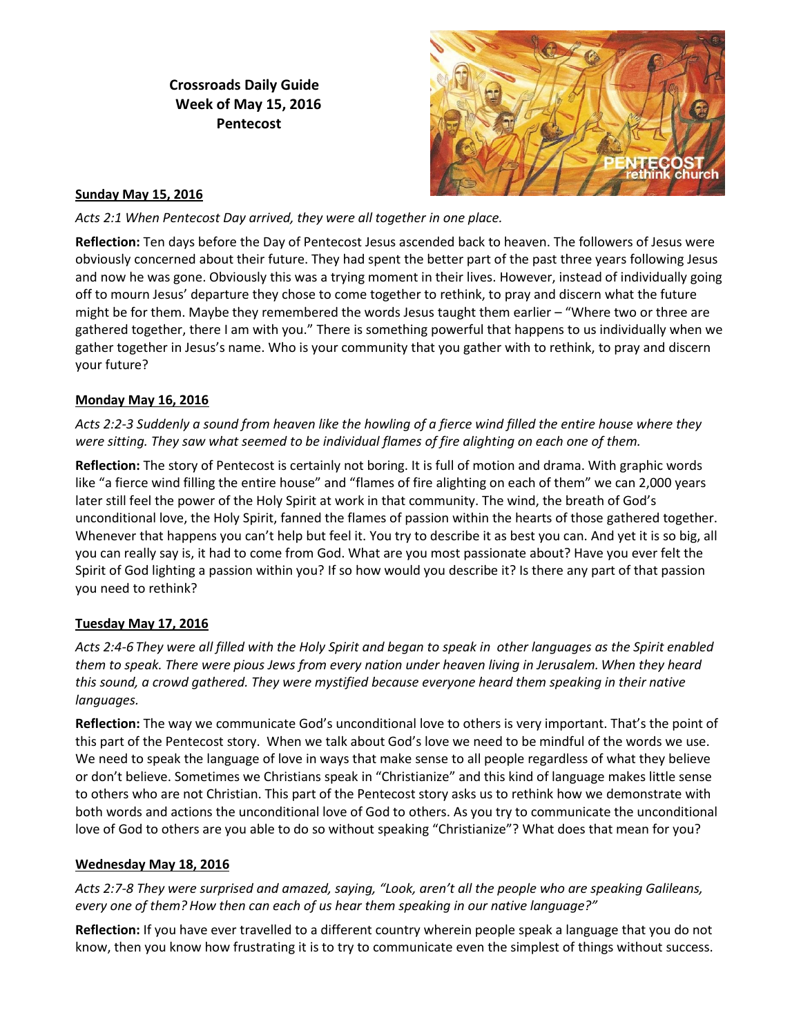**Crossroads Daily Guide**
**Week of May 15, 2016**
**Pentecost**

**Sunday May 15, 2016**

*Acts 2:1 When Pentecost Day arrived, they were all together in one place.*

**Reflection:** Ten days before the Day of Pentecost Jesus ascended back to heaven. The followers of Jesus were obviously concerned about their future. They had spent the better part of the past three years following Jesus and now he was gone. Obviously this was a trying moment in their lives. However, instead of individually going off to mourn Jesus' departure they chose to come together to rethink, to pray and discern what the future might be for them. Maybe they remembered the words Jesus taught them earlier – "Where two or three are gathered together, there I am with you." There is something powerful that happens to us individually when we gather together in Jesus's name. Who is your community that you gather with to rethink, to pray and discern your future?

**Monday May 16, 2016**

*Acts 2:2-3 Suddenly a sound from heaven like the howling of a fierce wind filled the entire house where they were sitting. They saw what seemed to be individual flames of fire alighting on each one of them.*

**Reflection:** The story of Pentecost is certainly not boring. It is full of motion and drama. With graphic words like "a fierce wind filling the entire house" and "flames of fire alighting on each of them" we can 2,000 years later still feel the power of the Holy Spirit at work in that community. The wind, the breath of God's unconditional love, the Holy Spirit, fanned the flames of passion within the hearts of those gathered together. Whenever that happens you can't help but feel it. You try to describe it as best you can. And yet it is so big, all you can really say is, it had to come from God. What are you most passionate about? Have you ever felt the Spirit of God lighting a passion within you? If so how would you describe it? Is there any part of that passion you need to rethink?

**Tuesday May 17, 2016**

*Acts 2:4-6 They were all filled with the Holy Spirit and began to speak in other languages as the Spirit enabled them to speak. There were pious Jews from every nation under heaven living in Jerusalem. When they heard this sound, a crowd gathered. They were mystified because everyone heard them speaking in their native languages.*

**Reflection:** The way we communicate God's unconditional love to others is very important. That's the point of this part of the Pentecost story. When we talk about God's love we need to be mindful of the words we use. We need to speak the language of love in ways that make sense to all people regardless of what they believe or don't believe. Sometimes we Christians speak in "Christianize" and this kind of language makes little sense to others who are not Christian. This part of the Pentecost story asks us to rethink how we demonstrate with both words and actions the unconditional love of God to others. As you try to communicate the unconditional love of God to others are you able to do so without speaking "Christianize"? What does that mean for you?

**Wednesday May 18, 2016**

*Acts 2:7-8 They were surprised and amazed, saying, "Look, aren't all the people who are speaking Galileans, every one of them? How then can each of us hear them speaking in our native language?"*

**Reflection:** If you have ever travelled to a different country wherein people speak a language that you do not know, then you know how frustrating it is to try to communicate even the simplest of things without success.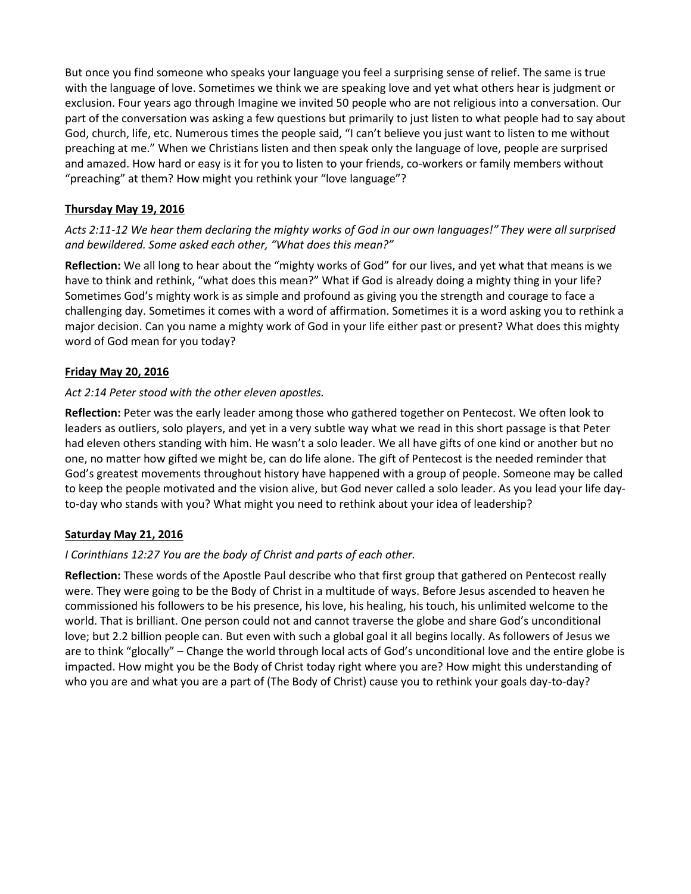But once you find someone who speaks your language you feel a surprising sense of relief. The same is true with the language of love. Sometimes we think we are speaking love and yet what others hear is judgment or exclusion. Four years ago through Imagine we invited 50 people who are not religious into a conversation. Our part of the conversation was asking a few questions but primarily to just listen to what people had to say about God, church, life, etc. Numerous times the people said, "I can't believe you just want to listen to me without preaching at me." When we Christians listen and then speak only the language of love, people are surprised and amazed. How hard or easy is it for you to listen to your friends, co-workers or family members without "preaching" at them? How might you rethink your "love language"?

**Thursday May 19, 2016**

*Acts 2:11-12 We hear them declaring the mighty works of God in our own languages!" They were all surprised and bewildered. Some asked each other, "What does this mean?"*

**Reflection:** We all long to hear about the "mighty works of God" for our lives, and yet what that means is we have to think and rethink, "what does this mean?" What if God is already doing a mighty thing in your life? Sometimes God's mighty work is as simple and profound as giving you the strength and courage to face a challenging day. Sometimes it comes with a word of affirmation. Sometimes it is a word asking you to rethink a major decision. Can you name a mighty work of God in your life either past or present? What does this mighty word of God mean for you today?

**Friday May 20, 2016**

*Act 2:14 Peter stood with the other eleven apostles.*

**Reflection:** Peter was the early leader among those who gathered together on Pentecost. We often look to leaders as outliers, solo players, and yet in a very subtle way what we read in this short passage is that Peter had eleven others standing with him. He wasn't a solo leader. We all have gifts of one kind or another but no one, no matter how gifted we might be, can do life alone. The gift of Pentecost is the needed reminder that God's greatest movements throughout history have happened with a group of people. Someone may be called to keep the people motivated and the vision alive, but God never called a solo leader. As you lead your life day-to-day who stands with you? What might you need to rethink about your idea of leadership?

**Saturday May 21, 2016**

*I Corinthians 12:27 You are the body of Christ and parts of each other.*

**Reflection:** These words of the Apostle Paul describe who that first group that gathered on Pentecost really were. They were going to be the Body of Christ in a multitude of ways. Before Jesus ascended to heaven he commissioned his followers to be his presence, his love, his healing, his touch, his unlimited welcome to the world. That is brilliant. One person could not and cannot traverse the globe and share God's unconditional love; but 2.2 billion people can. But even with such a global goal it all begins locally. As followers of Jesus we are to think "glocally" – Change the world through local acts of God's unconditional love and the entire globe is impacted. How might you be the Body of Christ today right where you are? How might this understanding of who you are and what you are a part of (The Body of Christ) cause you to rethink your goals day-to-day?